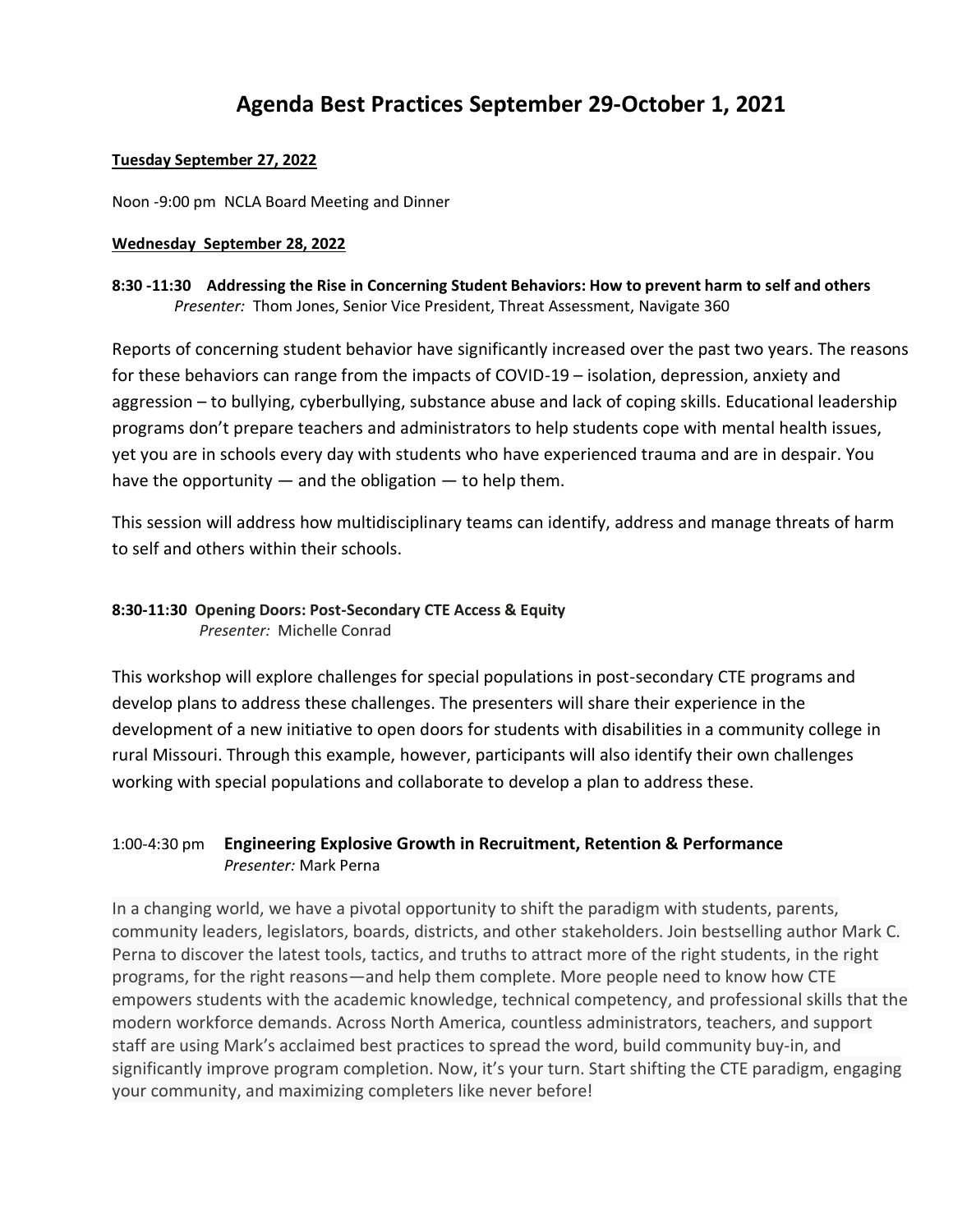# Agenda Best Practices September 29-October 1, 2021

**Tuesday September 27, 2022**

Noon -9:00 pm NCLA Board Meeting and Dinner

**Wednesday September 28, 2022**

**8:30 -11:30 Addressing the Rise in Concerning Student Behaviors: How to prevent harm to self and others**
*Presenter:* Thom Jones, Senior Vice President, Threat Assessment, Navigate 360

Reports of concerning student behavior have significantly increased over the past two years. The reasons for these behaviors can range from the impacts of COVID-19 – isolation, depression, anxiety and aggression – to bullying, cyberbullying, substance abuse and lack of coping skills. Educational leadership programs don't prepare teachers and administrators to help students cope with mental health issues, yet you are in schools every day with students who have experienced trauma and are in despair. You have the opportunity — and the obligation — to help them.

This session will address how multidisciplinary teams can identify, address and manage threats of harm to self and others within their schools.

**8:30-11:30 Opening Doors: Post-Secondary CTE Access & Equity**
*Presenter:* Michelle Conrad

This workshop will explore challenges for special populations in post-secondary CTE programs and develop plans to address these challenges. The presenters will share their experience in the development of a new initiative to open doors for students with disabilities in a community college in rural Missouri. Through this example, however, participants will also identify their own challenges working with special populations and collaborate to develop a plan to address these.

1:00-4:30 pm **Engineering Explosive Growth in Recruitment, Retention & Performance**
*Presenter:* Mark Perna

In a changing world, we have a pivotal opportunity to shift the paradigm with students, parents, community leaders, legislators, boards, districts, and other stakeholders. Join bestselling author Mark C. Perna to discover the latest tools, tactics, and truths to attract more of the right students, in the right programs, for the right reasons—and help them complete. More people need to know how CTE empowers students with the academic knowledge, technical competency, and professional skills that the modern workforce demands. Across North America, countless administrators, teachers, and support staff are using Mark's acclaimed best practices to spread the word, build community buy-in, and significantly improve program completion. Now, it's your turn. Start shifting the CTE paradigm, engaging your community, and maximizing completers like never before!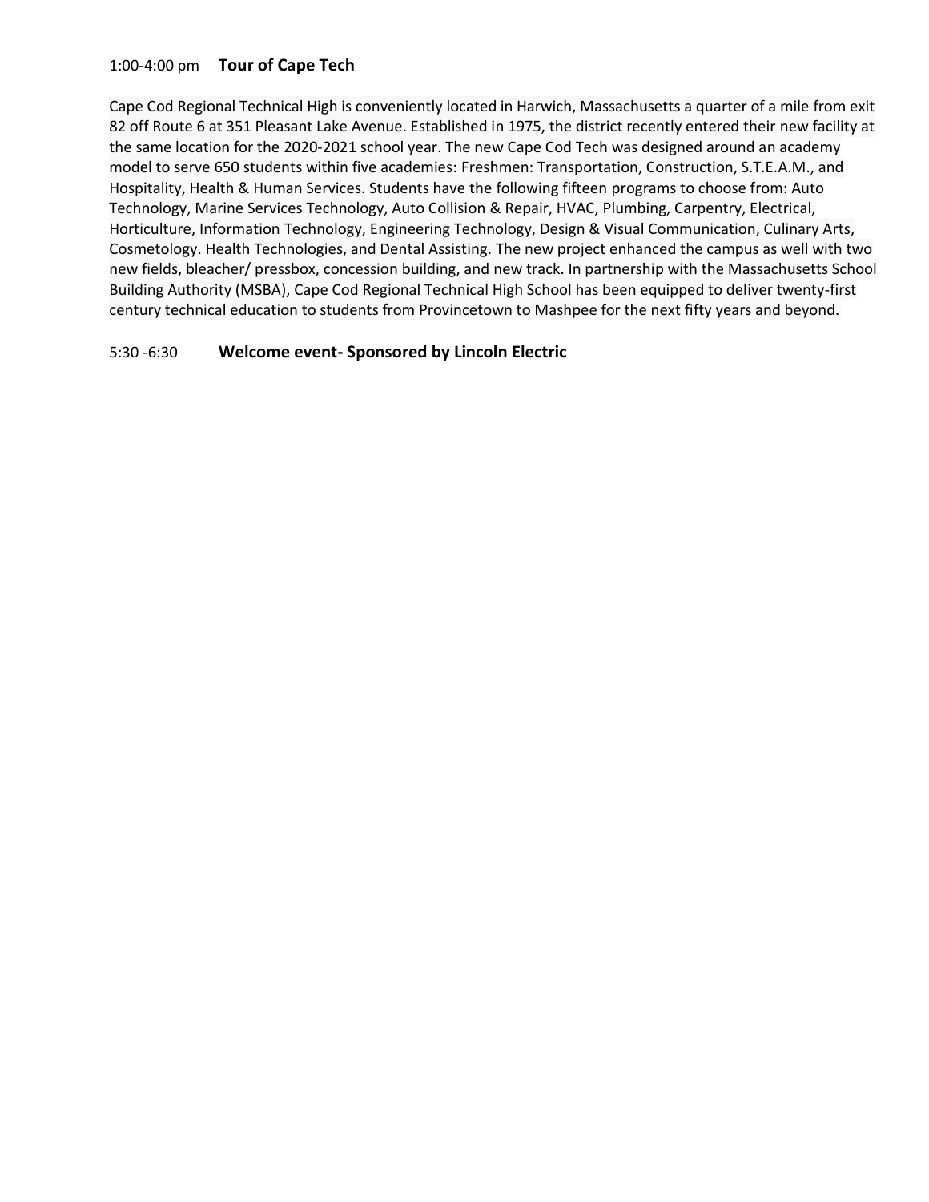1:00-4:00 pm **Tour of Cape Tech**

Cape Cod Regional Technical High is conveniently located in Harwich, Massachusetts a quarter of a mile from exit 82 off Route 6 at 351 Pleasant Lake Avenue. Established in 1975, the district recently entered their new facility at the same location for the 2020-2021 school year. The new Cape Cod Tech was designed around an academy model to serve 650 students within five academies: Freshmen: Transportation, Construction, S.T.E.A.M., and Hospitality, Health & Human Services. Students have the following fifteen programs to choose from: Auto Technology, Marine Services Technology, Auto Collision & Repair, HVAC, Plumbing, Carpentry, Electrical, Horticulture, Information Technology, Engineering Technology, Design & Visual Communication, Culinary Arts, Cosmetology. Health Technologies, and Dental Assisting. The new project enhanced the campus as well with two new fields, bleacher/ pressbox, concession building, and new track. In partnership with the Massachusetts School Building Authority (MSBA), Cape Cod Regional Technical High School has been equipped to deliver twenty-first century technical education to students from Provincetown to Mashpee for the next fifty years and beyond.

5:30 -6:30 **Welcome event- Sponsored by Lincoln Electric**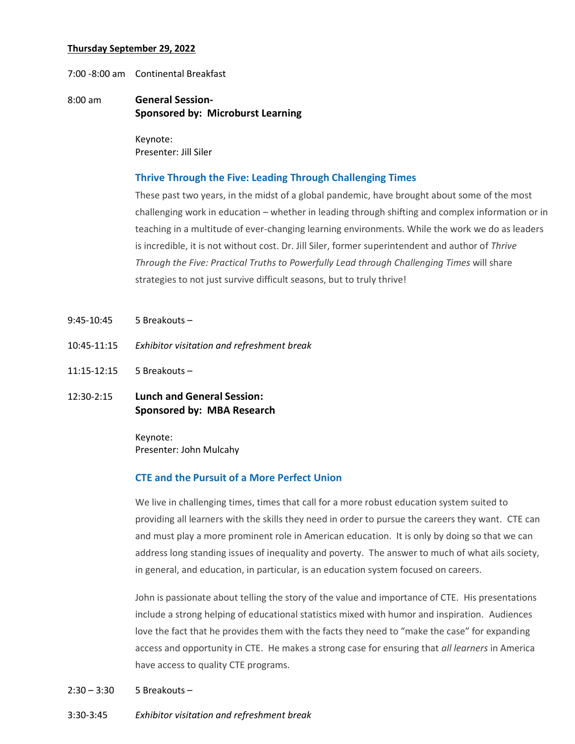**Thursday September 29, 2022**

7:00 -8:00 am Continental Breakfast

8:00 am **General Session-**
**Sponsored by: Microburst Learning**

Keynote:
Presenter: Jill Siler

### Thrive Through the Five: Leading Through Challenging Times

These past two years, in the midst of a global pandemic, have brought about some of the most challenging work in education – whether in leading through shifting and complex information or in teaching in a multitude of ever-changing learning environments. While the work we do as leaders is incredible, it is not without cost. Dr. Jill Siler, former superintendent and author of *Thrive Through the Five: Practical Truths to Powerfully Lead through Challenging Times* will share strategies to not just survive difficult seasons, but to truly thrive!

9:45-10:45 5 Breakouts –

10:45-11:15 *Exhibitor visitation and refreshment break*

11:15-12:15 5 Breakouts –

12:30-2:15 **Lunch and General Session:**
**Sponsored by: MBA Research**

Keynote:
Presenter: John Mulcahy

### CTE and the Pursuit of a More Perfect Union

We live in challenging times, times that call for a more robust education system suited to providing all learners with the skills they need in order to pursue the careers they want. CTE can and must play a more prominent role in American education. It is only by doing so that we can address long standing issues of inequality and poverty. The answer to much of what ails society, in general, and education, in particular, is an education system focused on careers.

John is passionate about telling the story of the value and importance of CTE. His presentations include a strong helping of educational statistics mixed with humor and inspiration. Audiences love the fact that he provides them with the facts they need to "make the case" for expanding access and opportunity in CTE. He makes a strong case for ensuring that *all learners* in America have access to quality CTE programs.

2:30 – 3:30 5 Breakouts –

3:30-3:45 *Exhibitor visitation and refreshment break*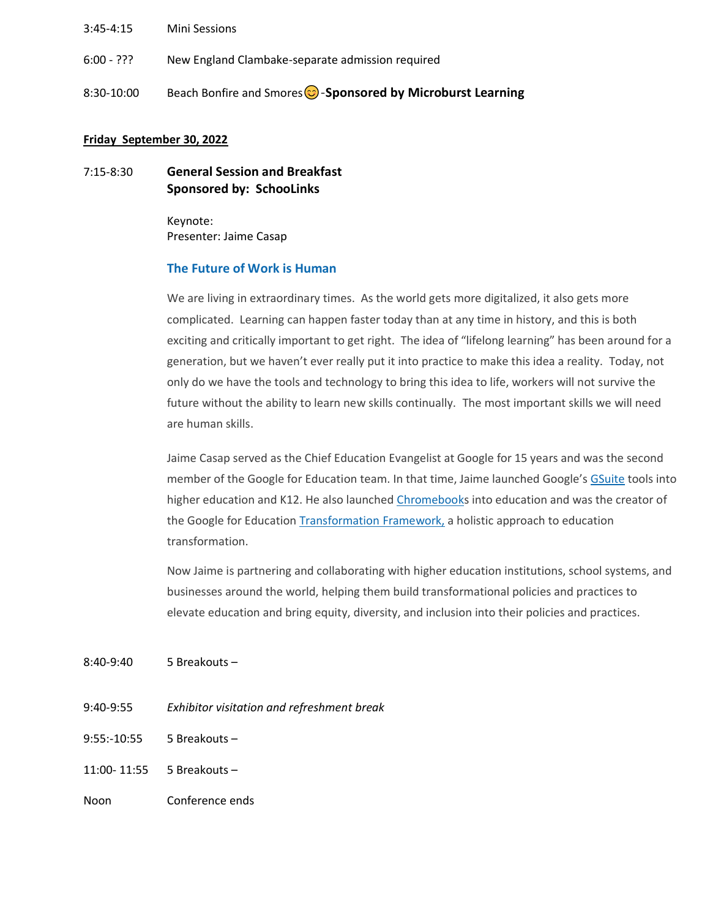3:45-4:15 Mini Sessions

6:00 - ??? New England Clambake-separate admission required

8:30-10:00 Beach Bonfire and Smores😊-**Sponsored by Microburst Learning**

**Friday September 30, 2022**

7:15-8:30 **General Session and Breakfast**
**Sponsored by: SchooLinks**

Keynote:
Presenter: Jaime Casap

### The Future of Work is Human

We are living in extraordinary times. As the world gets more digitalized, it also gets more complicated. Learning can happen faster today than at any time in history, and this is both exciting and critically important to get right. The idea of "lifelong learning" has been around for a generation, but we haven't ever really put it into practice to make this idea a reality. Today, not only do we have the tools and technology to bring this idea to life, workers will not survive the future without the ability to learn new skills continually. The most important skills we will need are human skills.

Jaime Casap served as the Chief Education Evangelist at Google for 15 years and was the second member of the Google for Education team. In that time, Jaime launched Google's GSuite tools into higher education and K12. He also launched Chromebooks into education and was the creator of the Google for Education Transformation Framework, a holistic approach to education transformation.

Now Jaime is partnering and collaborating with higher education institutions, school systems, and businesses around the world, helping them build transformational policies and practices to elevate education and bring equity, diversity, and inclusion into their policies and practices.

8:40-9:40 5 Breakouts –

9:40-9:55 *Exhibitor visitation and refreshment break*

9:55:-10:55 5 Breakouts –

11:00- 11:55 5 Breakouts –

Noon Conference ends